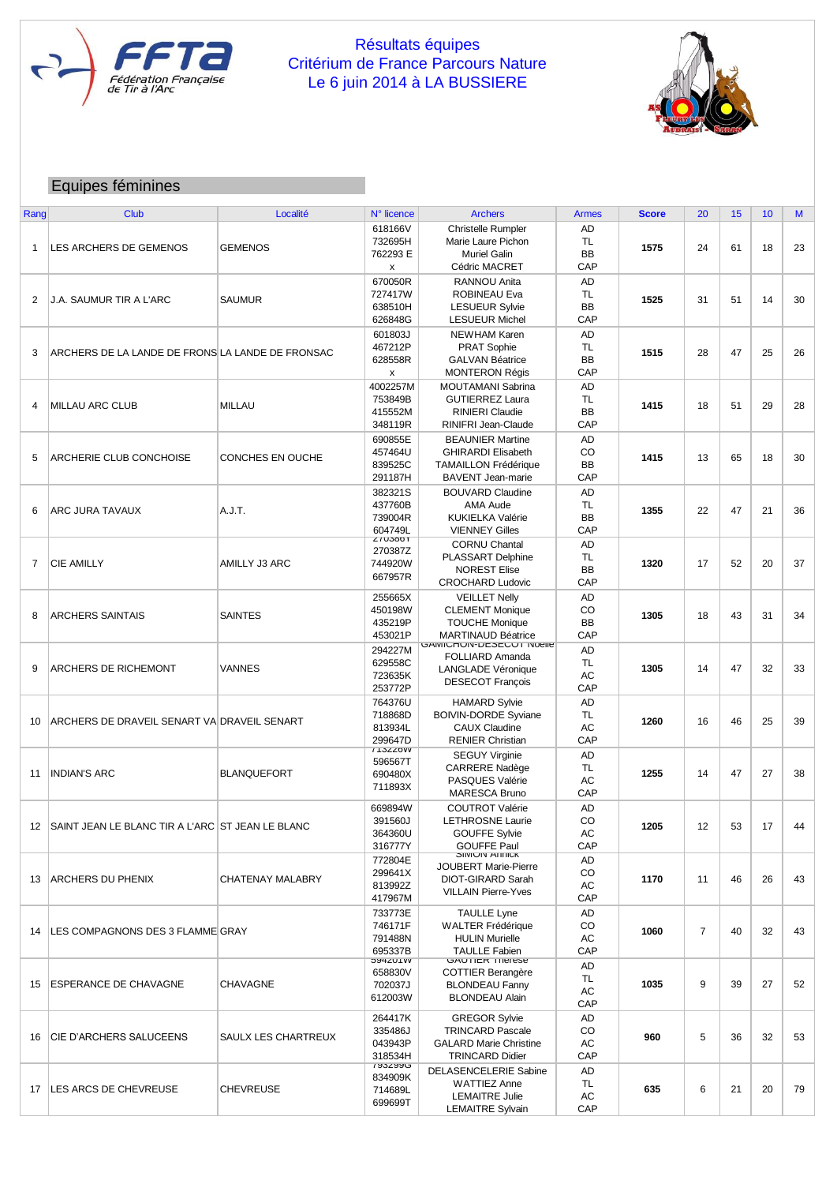# Résultats équipes
## Critérium de France Parcours Nature
## Le 6 juin 2014 à LA BUSSIERE

## Equipes féminines

| Rang | Club | Localité | N° licence | Archers | Armes | Score | 20 | 15 | 10 | M |
|---|---|---|---|---|---|---|---|---|---|---|
| 1 | LES ARCHERS DE GEMENOS | GEMENOS | 618166V<br>732695H<br>762293 E<br>x | Christelle Rumpler<br>Marie Laure Pichon<br>Muriel Galin<br>Cédric MACRET | AD<br>TL<br>BB<br>CAP | **1575** | 24 | 61 | 18 | 23 |
| 2 | J.A. SAUMUR TIR A L'ARC | SAUMUR | 670050R<br>727417W<br>638510H<br>626848G | RANNOU Anita<br>ROBINEAU Eva<br>LESUEUR Sylvie<br>LESUEUR Michel | AD<br>TL<br>BB<br>CAP | **1525** | 31 | 51 | 14 | 30 |
| 3 | ARCHERS DE LA LANDE DE FRONS | LA LANDE DE FRONSAC | 601803J<br>467212P<br>628558R<br>x | NEWHAM Karen<br>PRAT Sophie<br>GALVAN Béatrice<br>MONTERON Régis | AD<br>TL<br>BB<br>CAP | **1515** | 28 | 47 | 25 | 26 |
| 4 | MILLAU ARC CLUB | MILLAU | 4002257M<br>753849B<br>415552M<br>348119R | MOUTAMANI Sabrina<br>GUTIERREZ Laura<br>RINIERI Claudie<br>RINIFRI Jean-Claude | AD<br>TL<br>BB<br>CAP | **1415** | 18 | 51 | 29 | 28 |
| 5 | ARCHERIE CLUB CONCHOISE | CONCHES EN OUCHE | 690855E<br>457464U<br>839525C<br>291187H | BEAUNIER Martine<br>GHIRARDI Elisabeth<br>TAMAILLON Frédérique<br>BAVENT Jean-marie | AD<br>CO<br>BB<br>CAP | **1415** | 13 | 65 | 18 | 30 |
| 6 | ARC JURA TAVAUX | A.J.T. | 382321S<br>437760B<br>739004R<br>604749L | BOUVARD Claudine<br>AMA Aude<br>KUKIELKA Valérie<br>VIENNEY Gilles | AD<br>TL<br>BB<br>CAP | **1355** | 22 | 47 | 21 | 36 |
| 7 | CIE AMILLY | AMILLY J3 ARC | 270386T<br>270387Z<br>744920W<br>667957R | CORNU Chantal<br>PLASSART Delphine<br>NOREST Elise<br>CROCHARD Ludovic | AD<br>TL<br>BB<br>CAP | **1320** | 17 | 52 | 20 | 37 |
| 8 | ARCHERS SAINTAIS | SAINTES | 255665X<br>450198W<br>435219P<br>453021P | VEILLET Nelly<br>CLEMENT Monique<br>TOUCHE Monique<br>MARTINAUD Béatrice | AD<br>CO<br>BB<br>CAP | **1305** | 18 | 43 | 31 | 34 |
| 9 | ARCHERS DE RICHEMONT | VANNES | 294227M<br>629558C<br>723635K<br>253772P | GAMICHON-DESECOT Noelle<br>FOLLIARD Amanda<br>LANGLADE Véronique<br>DESECOT François | AD<br>TL<br>AC<br>CAP | **1305** | 14 | 47 | 32 | 33 |
| 10 | ARCHERS DE DRAVEIL SENART VA | DRAVEIL SENART | 764376U<br>718868D<br>813934L<br>299647D | HAMARD Sylvie<br>BOIVIN-DORDE Syviane<br>CAUX Claudine<br>RENIER Christian | AD<br>TL<br>AC<br>CAP | **1260** | 16 | 46 | 25 | 39 |
| 11 | INDIAN'S ARC | BLANQUEFORT | 713228W<br>596567T<br>690480X<br>711893X | SEGUY Virginie<br>CARRERE Nadège<br>PASQUES Valérie<br>MARESCA Bruno | AD<br>TL<br>AC<br>CAP | **1255** | 14 | 47 | 27 | 38 |
| 12 | SAINT JEAN LE BLANC TIR A L'ARC | ST JEAN LE BLANC | 669894W<br>391560J<br>364360U<br>316777Y | COUTROT Valérie<br>LETHROSNE Laurie<br>GOUFFE Sylvie<br>GOUFFE Paul | AD<br>CO<br>AC<br>CAP | **1205** | 12 | 53 | 17 | 44 |
| 13 | ARCHERS DU PHENIX | CHATENAY MALABRY | 772804E<br>299641X<br>813992Z<br>417967M | SIMON Annick<br>JOUBERT Marie-Pierre<br>DIOT-GIRARD Sarah<br>VILLAIN Pierre-Yves | AD<br>CO<br>AC<br>CAP | **1170** | 11 | 46 | 26 | 43 |
| 14 | LES COMPAGNONS DES 3 FLAMME | GRAY | 733773E<br>746171F<br>791488N<br>695337B | TAULLE Lyne<br>WALTER Frédérique<br>HULIN Murielle<br>TAULLE Fabien | AD<br>CO<br>AC<br>CAP | **1060** | 7 | 40 | 32 | 43 |
| 15 | ESPERANCE DE CHAVAGNE | CHAVAGNE | 594201W<br>658830V<br>702037J<br>612003W | GAUTIER Thérèse<br>COTTIER Berangère<br>BLONDEAU Fanny<br>BLONDEAU Alain | AD<br>TL<br>AC<br>CAP | **1035** | 9 | 39 | 27 | 52 |
| 16 | CIE D'ARCHERS SALUCEENS | SAULX LES CHARTREUX | 264417K<br>335486J<br>043943P<br>318534H | GREGOR Sylvie<br>TRINCARD Pascale<br>GALARD Marie Christine<br>TRINCARD Didier | AD<br>CO<br>AC<br>CAP | **960** | 5 | 36 | 32 | 53 |
| 17 | LES ARCS DE CHEVREUSE | CHEVREUSE | 793299G<br>834909K<br>714689L<br>699699T | DELASENCELERIE Sabine<br>WATTIEZ Anne<br>LEMAITRE Julie<br>LEMAITRE Sylvain | AD<br>TL<br>AC<br>CAP | **635** | 6 | 21 | 20 | 79 |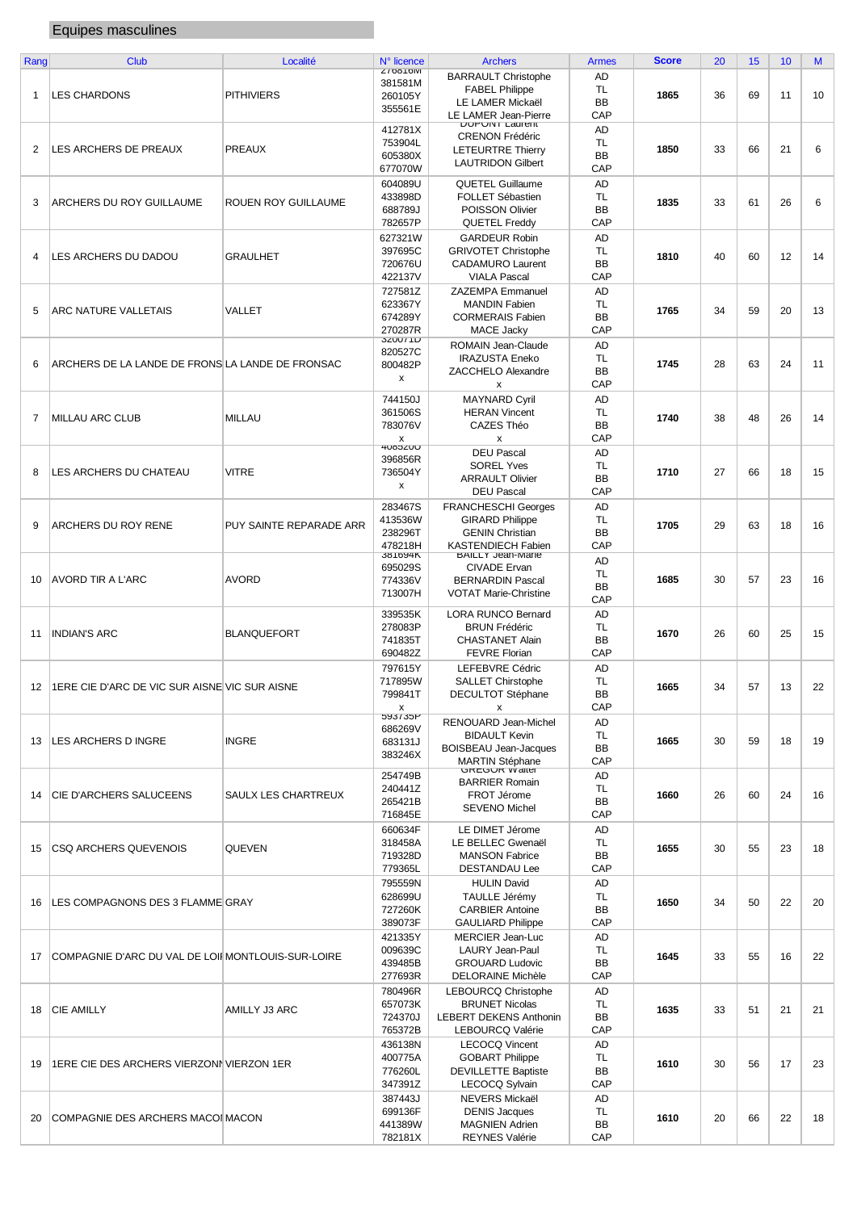## Equipes masculines

| Rang | Club | Localité | N° licence | Archers | Armes | Score | 20 | 15 | 10 | M |
|---|---|---|---|---|---|---|---|---|---|---|
| 1 | LES CHARDONS | PITHIVIERS | 276816M<br>381581M<br>260105Y<br>355561E | BARRAULT Christophe<br>FABEL Philippe<br>LE LAMER Mickaël<br>LE LAMER Jean-Pierre | AD<br>TL<br>BB<br>CAP | 1865 | 36 | 69 | 11 | 10 |
| 2 | LES ARCHERS DE PREAUX | PREAUX | 412781X<br>753904L<br>605380X<br>677070W | DUPONT Laurent<br>CRENON Frédéric<br>LETEURTRE Thierry<br>LAUTRIDON Gilbert | AD<br>TL<br>BB<br>CAP | 1850 | 33 | 66 | 21 | 6 |
| 3 | ARCHERS DU ROY GUILLAUME | ROUEN ROY GUILLAUME | 604089U<br>433898D<br>688789J<br>782657P | QUETEL Guillaume<br>FOLLET Sébastien<br>POISSON Olivier<br>QUETEL Freddy | AD<br>TL<br>BB<br>CAP | 1835 | 33 | 61 | 26 | 6 |
| 4 | LES ARCHERS DU DADOU | GRAULHET | 627321W<br>397695C<br>720676U<br>422137V | GARDEUR Robin<br>GRIVOTET Christophe<br>CADAMURO Laurent<br>VIALA Pascal | AD<br>TL<br>BB<br>CAP | 1810 | 40 | 60 | 12 | 14 |
| 5 | ARC NATURE VALLETAIS | VALLET | 727581Z<br>623367Y<br>674289Y<br>270287R | ZAZEMPA Emmanuel<br>MANDIN Fabien<br>CORMERAIS Fabien<br>MACE Jacky | AD<br>TL<br>BB<br>CAP | 1765 | 34 | 59 | 20 | 13 |
| 6 | ARCHERS DE LA LANDE DE FRONS | LA LANDE DE FRONSAC | 320071D<br>820527C<br>800482P<br>x | ROMAIN Jean-Claude<br>IRAZUSTA Eneko<br>ZACCHELO Alexandre<br>x | AD<br>TL<br>BB<br>CAP | 1745 | 28 | 63 | 24 | 11 |
| 7 | MILLAU ARC CLUB | MILLAU | 744150J<br>361506S<br>783076V<br>x | MAYNARD Cyril<br>HERAN Vincent<br>CAZES Théo<br>x | AD<br>TL<br>BB<br>CAP | 1740 | 38 | 48 | 26 | 14 |
| 8 | LES ARCHERS DU CHATEAU | VITRE | 408520U<br>396856R<br>736504Y<br>x | DEU Pascal<br>SOREL Yves<br>ARRAULT Olivier<br>DEU Pascal | AD<br>TL<br>BB<br>CAP | 1710 | 27 | 66 | 18 | 15 |
| 9 | ARCHERS DU ROY RENE | PUY SAINTE REPARADE ARR | 283467S<br>413536W<br>238296T<br>478218H | FRANCHESCHI Georges<br>GIRARD Philippe<br>GENIN Christian<br>KASTENDIECH Fabien | AD<br>TL<br>BB<br>CAP | 1705 | 29 | 63 | 18 | 16 |
| 10 | AVORD TIR A L'ARC | AVORD | 381694K<br>695029S<br>774336V<br>713007H | BAILLY Jean-Marie<br>CIVADE Ervan<br>BERNARDIN Pascal<br>VOTAT Marie-Christine | AD<br>TL<br>BB<br>CAP | 1685 | 30 | 57 | 23 | 16 |
| 11 | INDIAN'S ARC | BLANQUEFORT | 339535K<br>278083P<br>741835T<br>690482Z | LORA RUNCO Bernard<br>BRUN Frédéric<br>CHASTANET Alain<br>FEVRE Florian | AD<br>TL<br>BB<br>CAP | 1670 | 26 | 60 | 25 | 15 |
| 12 | 1ERE CIE D'ARC DE VIC SUR AISNE | VIC SUR AISNE | 797615Y<br>717895W<br>799841T<br>x | LEFEBVRE Cédric<br>SALLET Chirstophe<br>DECULTOT Stéphane<br>x | AD<br>TL<br>BB<br>CAP | 1665 | 34 | 57 | 13 | 22 |
| 13 | LES ARCHERS D INGRE | INGRE | 593735P<br>686269V<br>683131J<br>383246X | RENOUARD Jean-Michel<br>BIDAULT Kevin<br>BOISBEAU Jean-Jacques<br>MARTIN Stéphane | AD<br>TL<br>BB<br>CAP | 1665 | 30 | 59 | 18 | 19 |
| 14 | CIE D'ARCHERS SALUCEENS | SAULX LES CHARTREUX | 254749B<br>240441Z<br>265421B<br>716845E | GREGOR Walter<br>BARRIER Romain<br>FROT Jérome<br>SEVENO Michel | AD<br>TL<br>BB<br>CAP | 1660 | 26 | 60 | 24 | 16 |
| 15 | CSQ ARCHERS QUEVENOIS | QUEVEN | 660634F<br>318458A<br>719328D<br>779365L | LE DIMET Jérome<br>LE BELLEC Gwenaël<br>MANSON Fabrice<br>DESTANDAU Lee | AD<br>TL<br>BB<br>CAP | 1655 | 30 | 55 | 23 | 18 |
| 16 | LES COMPAGNONS DES 3 FLAMME | GRAY | 795559N<br>628699U<br>727260K<br>389073F | HULIN David<br>TAULLE Jérémy<br>CARBIER Antoine<br>GAULIARD Philippe | AD<br>TL<br>BB<br>CAP | 1650 | 34 | 50 | 22 | 20 |
| 17 | COMPAGNIE D'ARC DU VAL DE LOI | MONTLOUIS-SUR-LOIRE | 421335Y<br>009639C<br>439485B<br>277693R | MERCIER Jean-Luc<br>LAURY Jean-Paul<br>GROUARD Ludovic<br>DELORAINE Michèle | AD<br>TL<br>BB<br>CAP | 1645 | 33 | 55 | 16 | 22 |
| 18 | CIE AMILLY | AMILLY J3 ARC | 780496R<br>657073K<br>724370J<br>765372B | LEBOURCQ Christophe<br>BRUNET Nicolas<br>LEBERT DEKENS Anthonin<br>LEBOURCQ Valérie | AD<br>TL<br>BB<br>CAP | 1635 | 33 | 51 | 21 | 21 |
| 19 | 1ERE CIE DES ARCHERS VIERZONI | VIERZON 1ER | 436138N<br>400775A<br>776260L<br>347391Z | LECOCQ Vincent<br>GOBART Philippe<br>DEVILLETTE Baptiste<br>LECOCQ Sylvain | AD<br>TL<br>BB<br>CAP | 1610 | 30 | 56 | 17 | 23 |
| 20 | COMPAGNIE DES ARCHERS MACOI | MACON | 387443J<br>699136F<br>441389W<br>782181X | NEVERS Mickaël<br>DENIS Jacques<br>MAGNIEN Adrien<br>REYNES Valérie | AD<br>TL<br>BB<br>CAP | 1610 | 20 | 66 | 22 | 18 |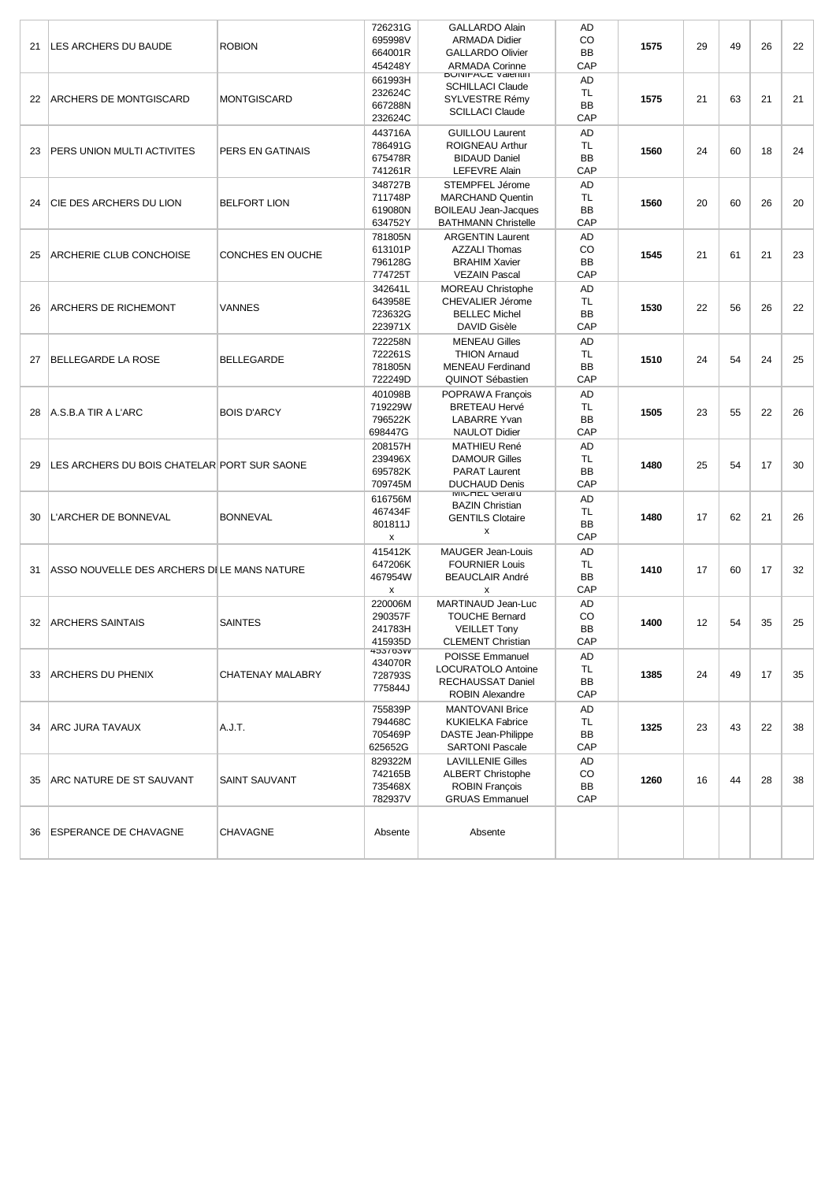| | | | | | | | | | | |
|---|---|---|---|---|---|---|---|---|---|---|
| 21 | LES ARCHERS DU BAUDE | ROBION | 726231G<br>695998V<br>664001R<br>454248Y | GALLARDO Alain<br>ARMADA Didier<br>GALLARDO Olivier<br>ARMADA Corinne | AD<br>CO<br>BB<br>CAP | 1575 | 29 | 49 | 26 | 22 |
| 22 | ARCHERS DE MONTGISCARD | MONTGISCARD | 661993H<br>232624C<br>667288N<br>232624C | BONIFACE Valentin<br>SCHILLACI Claude<br>SYLVESTRE Rémy<br>SCILLACI Claude | AD<br>TL<br>BB<br>CAP | 1575 | 21 | 63 | 21 | 21 |
| 23 | PERS UNION MULTI ACTIVITES | PERS EN GATINAIS | 443716A<br>786491G<br>675478R<br>741261R | GUILLOU Laurent<br>ROIGNEAU Arthur<br>BIDAUD Daniel<br>LEFEVRE Alain | AD<br>TL<br>BB<br>CAP | 1560 | 24 | 60 | 18 | 24 |
| 24 | CIE DES ARCHERS DU LION | BELFORT LION | 348727B<br>711748P<br>619080N<br>634752Y | STEMPFEL Jérome<br>MARCHAND Quentin<br>BOILEAU Jean-Jacques<br>BATHMANN Christelle | AD<br>TL<br>BB<br>CAP | 1560 | 20 | 60 | 26 | 20 |
| 25 | ARCHERIE CLUB CONCHOISE | CONCHES EN OUCHE | 781805N<br>613101P<br>796128G<br>774725T | ARGENTIN Laurent<br>AZZALI Thomas<br>BRAHIM Xavier<br>VEZAIN Pascal | AD<br>CO<br>BB<br>CAP | 1545 | 21 | 61 | 21 | 23 |
| 26 | ARCHERS DE RICHEMONT | VANNES | 342641L<br>643958E<br>723632G<br>223971X | MOREAU Christophe<br>CHEVALIER Jérome<br>BELLEC Michel<br>DAVID Gisèle | AD<br>TL<br>BB<br>CAP | 1530 | 22 | 56 | 26 | 22 |
| 27 | BELLEGARDE LA ROSE | BELLEGARDE | 722258N<br>722261S<br>781805N<br>722249D | MENEAU Gilles<br>THION Arnaud<br>MENEAU Ferdinand<br>QUINOT Sébastien | AD<br>TL<br>BB<br>CAP | 1510 | 24 | 54 | 24 | 25 |
| 28 | A.S.B.A TIR A L'ARC | BOIS D'ARCY | 401098B<br>719229W<br>796522K<br>698447G | POPRAWA François<br>BRETEAU Hervé<br>LABARRE Yvan<br>NAULOT Didier | AD<br>TL<br>BB<br>CAP | 1505 | 23 | 55 | 22 | 26 |
| 29 | LES ARCHERS DU BOIS CHATELAR | PORT SUR SAONE | 208157H<br>239496X<br>695782K<br>709745M | MATHIEU René<br>DAMOUR Gilles<br>PARAT Laurent<br>DUCHAUD Denis | AD<br>TL<br>BB<br>CAP | 1480 | 25 | 54 | 17 | 30 |
| 30 | L'ARCHER DE BONNEVAL | BONNEVAL | 616756M<br>467434F<br>801811J<br>x | MICHEL Gerard<br>BAZIN Christian<br>GENTILS Clotaire<br>x | AD<br>TL<br>BB<br>CAP | 1480 | 17 | 62 | 21 | 26 |
| 31 | ASSO NOUVELLE DES ARCHERS DI | LE MANS NATURE | 415412K<br>647206K<br>467954W<br>x | MAUGER Jean-Louis<br>FOURNIER Louis<br>BEAUCLAIR André<br>x | AD<br>TL<br>BB<br>CAP | 1410 | 17 | 60 | 17 | 32 |
| 32 | ARCHERS SAINTAIS | SAINTES | 220006M<br>290357F<br>241783H<br>415935D | MARTINAUD Jean-Luc<br>TOUCHE Bernard<br>VEILLET Tony<br>CLEMENT Christian | AD<br>CO<br>BB<br>CAP | 1400 | 12 | 54 | 35 | 25 |
| 33 | ARCHERS DU PHENIX | CHATENAY MALABRY | 453763W<br>434070R<br>728793S<br>775844J | POISSE Emmanuel<br>LOCURATOLO Antoine<br>RECHAUSSAT Daniel<br>ROBIN Alexandre | AD<br>TL<br>BB<br>CAP | 1385 | 24 | 49 | 17 | 35 |
| 34 | ARC JURA TAVAUX | A.J.T. | 755839P<br>794468C<br>705469P<br>625652G | MANTOVANI Brice<br>KUKIELKA Fabrice<br>DASTE Jean-Philippe<br>SARTONI Pascale | AD<br>TL<br>BB<br>CAP | 1325 | 23 | 43 | 22 | 38 |
| 35 | ARC NATURE DE ST SAUVANT | SAINT SAUVANT | 829322M<br>742165B<br>735468X<br>782937V | LAVILLENIE Gilles<br>ALBERT Christophe<br>ROBIN François<br>GRUAS Emmanuel | AD<br>CO<br>BB<br>CAP | 1260 | 16 | 44 | 28 | 38 |
| 36 | ESPERANCE DE CHAVAGNE | CHAVAGNE | Absente | Absente | | | | | | |